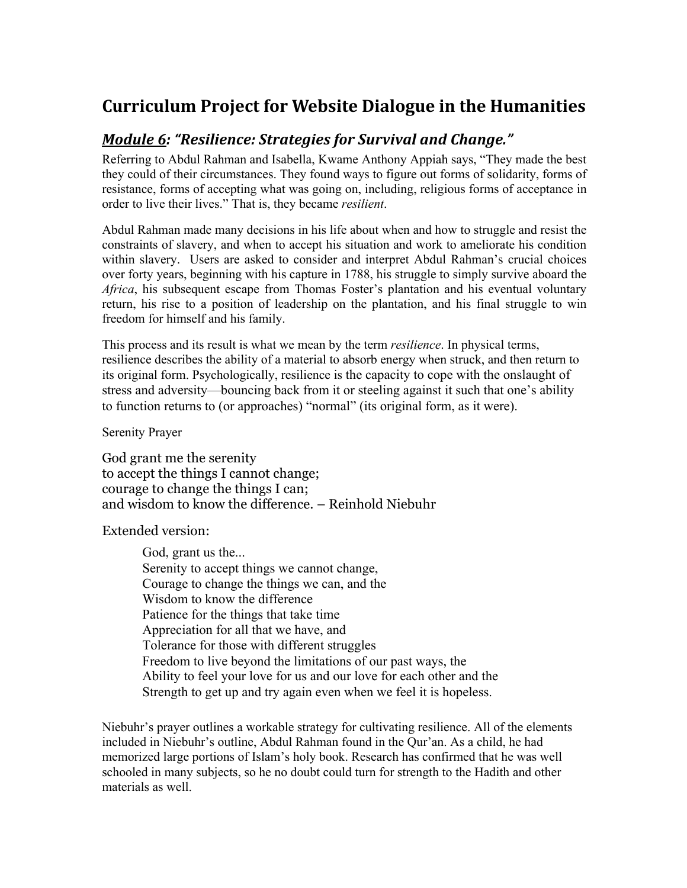# Curriculum Project for Website Dialogue in the Humanities

## ***Module 6: "Resilience: Strategies for Survival and Change."***

Referring to Abdul Rahman and Isabella, Kwame Anthony Appiah says, "They made the best they could of their circumstances. They found ways to figure out forms of solidarity, forms of resistance, forms of accepting what was going on, including, religious forms of acceptance in order to live their lives." That is, they became *resilient*.

Abdul Rahman made many decisions in his life about when and how to struggle and resist the constraints of slavery, and when to accept his situation and work to ameliorate his condition within slavery. Users are asked to consider and interpret Abdul Rahman's crucial choices over forty years, beginning with his capture in 1788, his struggle to simply survive aboard the *Africa*, his subsequent escape from Thomas Foster's plantation and his eventual voluntary return, his rise to a position of leadership on the plantation, and his final struggle to win freedom for himself and his family.

This process and its result is what we mean by the term *resilience*. In physical terms, resilience describes the ability of a material to absorb energy when struck, and then return to its original form. Psychologically, resilience is the capacity to cope with the onslaught of stress and adversity—bouncing back from it or steeling against it such that one's ability to function returns to (or approaches) "normal" (its original form, as it were).

Serenity Prayer

God grant me the serenity  
to accept the things I cannot change;  
courage to change the things I can;  
and wisdom to know the difference. – Reinhold Niebuhr

Extended version:

> God, grant us the...  
> Serenity to accept things we cannot change,  
> Courage to change the things we can, and the  
> Wisdom to know the difference  
> Patience for the things that take time  
> Appreciation for all that we have, and  
> Tolerance for those with different struggles  
> Freedom to live beyond the limitations of our past ways, the  
> Ability to feel your love for us and our love for each other and the  
> Strength to get up and try again even when we feel it is hopeless.

Niebuhr's prayer outlines a workable strategy for cultivating resilience. All of the elements included in Niebuhr's outline, Abdul Rahman found in the Qur'an. As a child, he had memorized large portions of Islam's holy book. Research has confirmed that he was well schooled in many subjects, so he no doubt could turn for strength to the Hadith and other materials as well.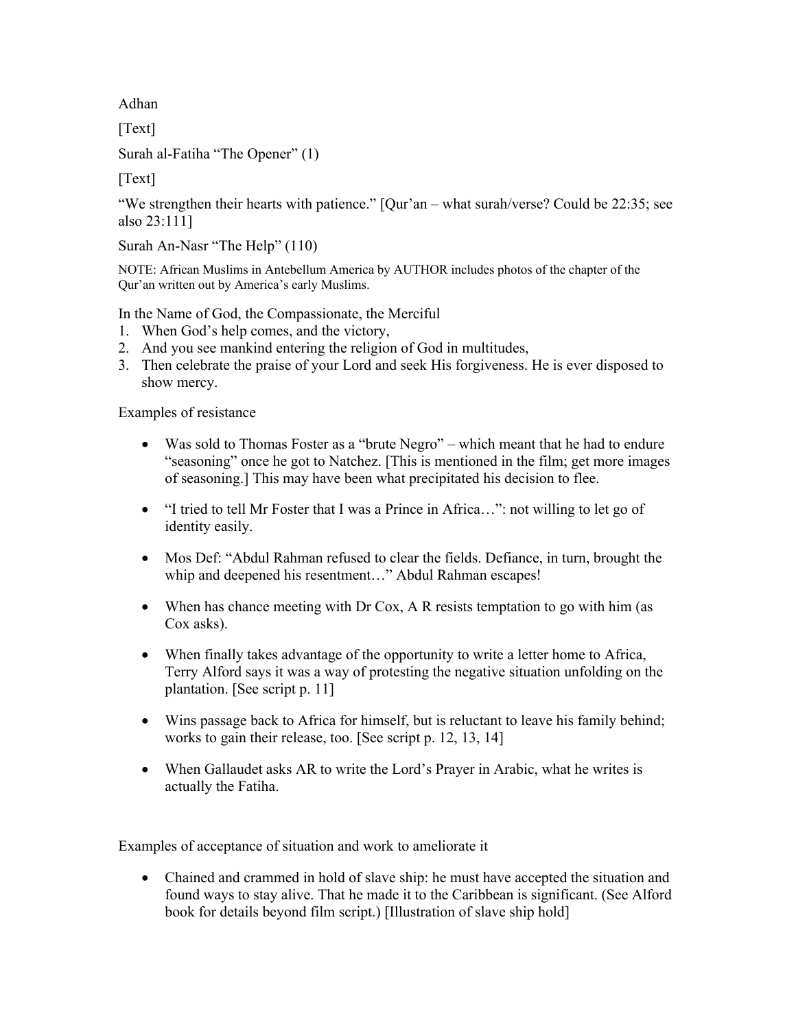Adhan

[Text]

Surah al-Fatiha "The Opener" (1)

[Text]

"We strengthen their hearts with patience." [Qur'an – what surah/verse? Could be 22:35; see also 23:111]

Surah An-Nasr "The Help" (110)

NOTE: African Muslims in Antebellum America by AUTHOR includes photos of the chapter of the Qur'an written out by America's early Muslims.

In the Name of God, the Compassionate, the Merciful

1. When God's help comes, and the victory,
2. And you see mankind entering the religion of God in multitudes,
3. Then celebrate the praise of your Lord and seek His forgiveness. He is ever disposed to show mercy.

Examples of resistance

- Was sold to Thomas Foster as a "brute Negro" – which meant that he had to endure "seasoning" once he got to Natchez. [This is mentioned in the film; get more images of seasoning.] This may have been what precipitated his decision to flee.
- "I tried to tell Mr Foster that I was a Prince in Africa…": not willing to let go of identity easily.
- Mos Def: "Abdul Rahman refused to clear the fields. Defiance, in turn, brought the whip and deepened his resentment…" Abdul Rahman escapes!
- When has chance meeting with Dr Cox, A R resists temptation to go with him (as Cox asks).
- When finally takes advantage of the opportunity to write a letter home to Africa, Terry Alford says it was a way of protesting the negative situation unfolding on the plantation. [See script p. 11]
- Wins passage back to Africa for himself, but is reluctant to leave his family behind; works to gain their release, too. [See script p. 12, 13, 14]
- When Gallaudet asks AR to write the Lord's Prayer in Arabic, what he writes is actually the Fatiha.

Examples of acceptance of situation and work to ameliorate it

- Chained and crammed in hold of slave ship: he must have accepted the situation and found ways to stay alive. That he made it to the Caribbean is significant. (See Alford book for details beyond film script.) [Illustration of slave ship hold]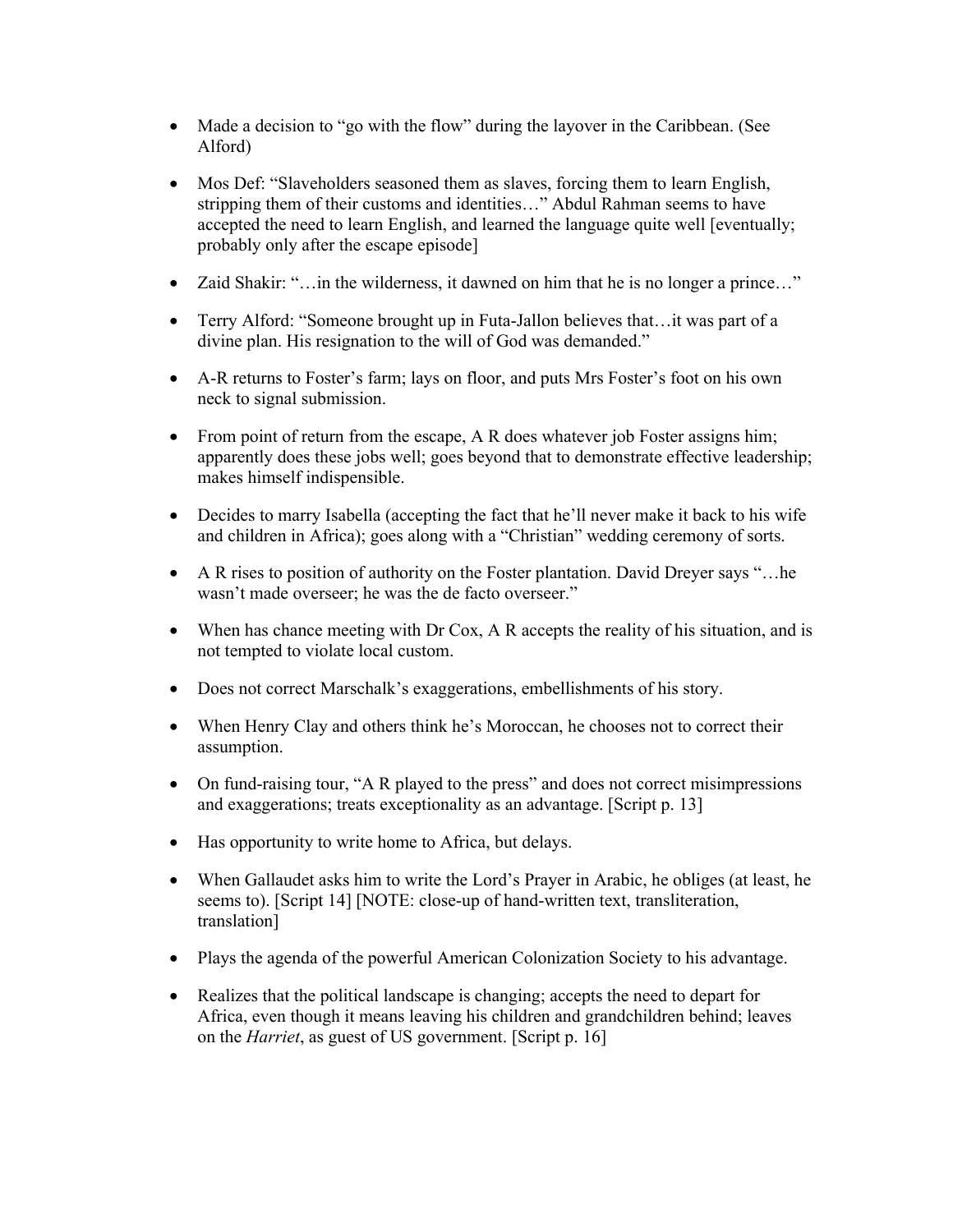- Made a decision to "go with the flow" during the layover in the Caribbean. (See Alford)

- Mos Def: "Slaveholders seasoned them as slaves, forcing them to learn English, stripping them of their customs and identities…" Abdul Rahman seems to have accepted the need to learn English, and learned the language quite well [eventually; probably only after the escape episode]

- Zaid Shakir: "…in the wilderness, it dawned on him that he is no longer a prince…"

- Terry Alford: "Someone brought up in Futa-Jallon believes that…it was part of a divine plan. His resignation to the will of God was demanded."

- A-R returns to Foster's farm; lays on floor, and puts Mrs Foster's foot on his own neck to signal submission.

- From point of return from the escape, A R does whatever job Foster assigns him; apparently does these jobs well; goes beyond that to demonstrate effective leadership; makes himself indispensible.

- Decides to marry Isabella (accepting the fact that he'll never make it back to his wife and children in Africa); goes along with a "Christian" wedding ceremony of sorts.

- A R rises to position of authority on the Foster plantation. David Dreyer says "…he wasn't made overseer; he was the de facto overseer."

- When has chance meeting with Dr Cox, A R accepts the reality of his situation, and is not tempted to violate local custom.

- Does not correct Marschalk's exaggerations, embellishments of his story.

- When Henry Clay and others think he's Moroccan, he chooses not to correct their assumption.

- On fund-raising tour, "A R played to the press" and does not correct misimpressions and exaggerations; treats exceptionality as an advantage. [Script p. 13]

- Has opportunity to write home to Africa, but delays.

- When Gallaudet asks him to write the Lord's Prayer in Arabic, he obliges (at least, he seems to). [Script 14] [NOTE: close-up of hand-written text, transliteration, translation]

- Plays the agenda of the powerful American Colonization Society to his advantage.

- Realizes that the political landscape is changing; accepts the need to depart for Africa, even though it means leaving his children and grandchildren behind; leaves on the *Harriet*, as guest of US government. [Script p. 16]